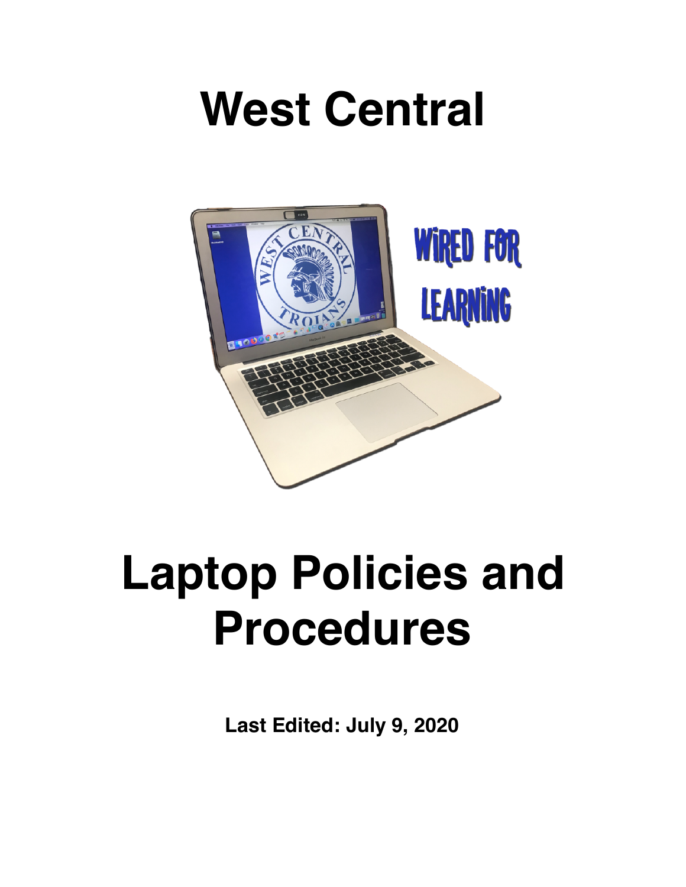# West Central

# Laptop Policies and Procedures

**Last Edited: July 9, 2020**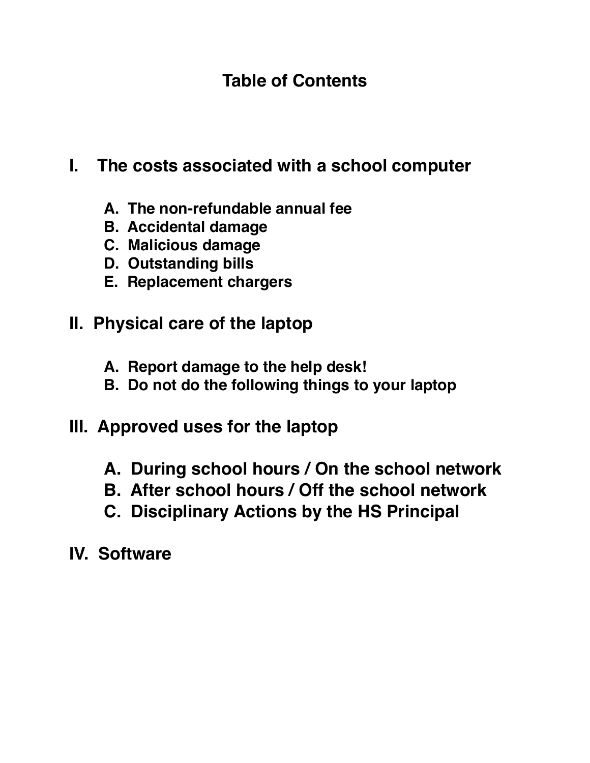# Table of Contents

## I. The costs associated with a school computer

A. The non-refundable annual fee
B. Accidental damage
C. Malicious damage
D. Outstanding bills
E. Replacement chargers

## II. Physical care of the laptop

A. Report damage to the help desk!
B. Do not do the following things to your laptop

## III. Approved uses for the laptop

A. During school hours / On the school network
B. After school hours / Off the school network
C. Disciplinary Actions by the HS Principal

## IV. Software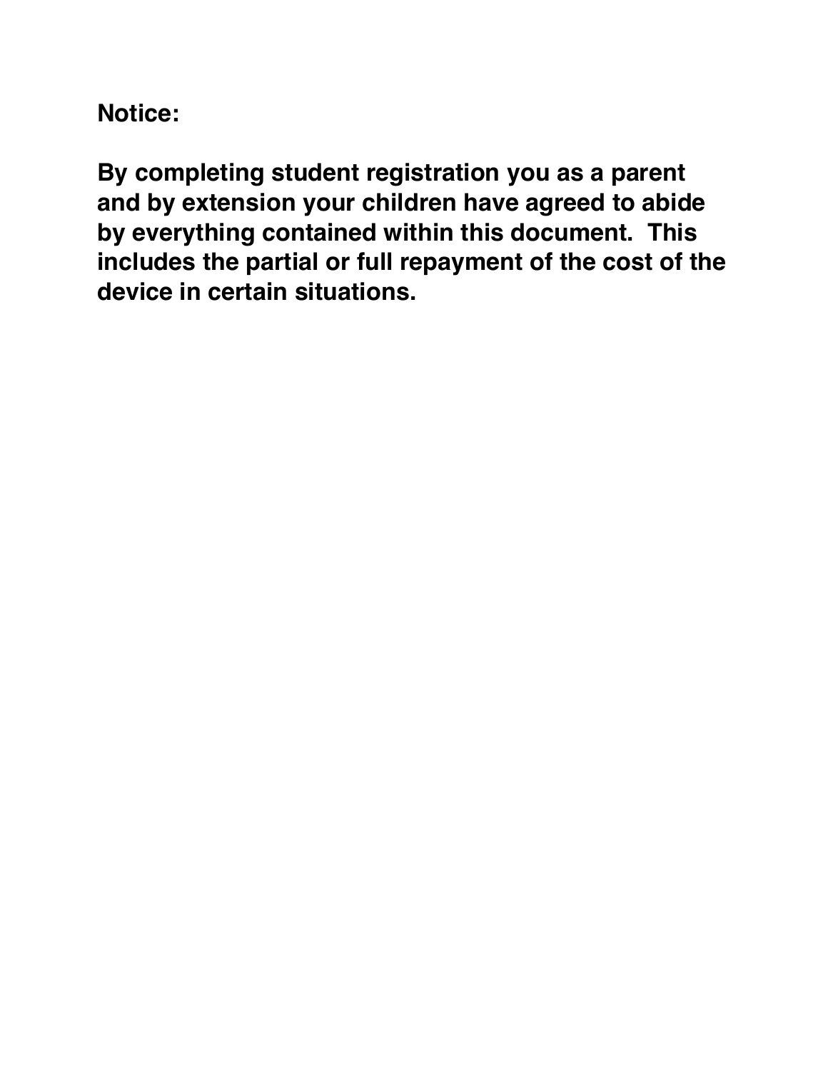**Notice:**

**By completing student registration you as a parent and by extension your children have agreed to abide by everything contained within this document. This includes the partial or full repayment of the cost of the device in certain situations.**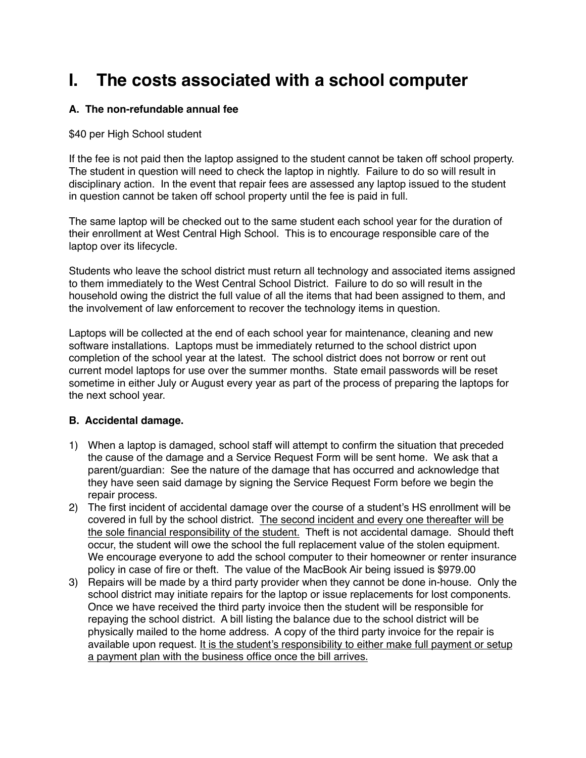# I. The costs associated with a school computer

### A. The non-refundable annual fee

$40 per High School student

If the fee is not paid then the laptop assigned to the student cannot be taken off school property. The student in question will need to check the laptop in nightly. Failure to do so will result in disciplinary action. In the event that repair fees are assessed any laptop issued to the student in question cannot be taken off school property until the fee is paid in full.

The same laptop will be checked out to the same student each school year for the duration of their enrollment at West Central High School. This is to encourage responsible care of the laptop over its lifecycle.

Students who leave the school district must return all technology and associated items assigned to them immediately to the West Central School District. Failure to do so will result in the household owing the district the full value of all the items that had been assigned to them, and the involvement of law enforcement to recover the technology items in question.

Laptops will be collected at the end of each school year for maintenance, cleaning and new software installations. Laptops must be immediately returned to the school district upon completion of the school year at the latest. The school district does not borrow or rent out current model laptops for use over the summer months. State email passwords will be reset sometime in either July or August every year as part of the process of preparing the laptops for the next school year.

### B. Accidental damage.

1) When a laptop is damaged, school staff will attempt to confirm the situation that preceded the cause of the damage and a Service Request Form will be sent home. We ask that a parent/guardian: See the nature of the damage that has occurred and acknowledge that they have seen said damage by signing the Service Request Form before we begin the repair process.
2) The first incident of accidental damage over the course of a student's HS enrollment will be covered in full by the school district. <u>The second incident and every one thereafter will be the sole financial responsibility of the student.</u> Theft is not accidental damage. Should theft occur, the student will owe the school the full replacement value of the stolen equipment. We encourage everyone to add the school computer to their homeowner or renter insurance policy in case of fire or theft. The value of the MacBook Air being issued is $979.00
3) Repairs will be made by a third party provider when they cannot be done in-house. Only the school district may initiate repairs for the laptop or issue replacements for lost components. Once we have received the third party invoice then the student will be responsible for repaying the school district. A bill listing the balance due to the school district will be physically mailed to the home address. A copy of the third party invoice for the repair is available upon request. <u>It is the student's responsibility to either make full payment or setup a payment plan with the business office once the bill arrives.</u>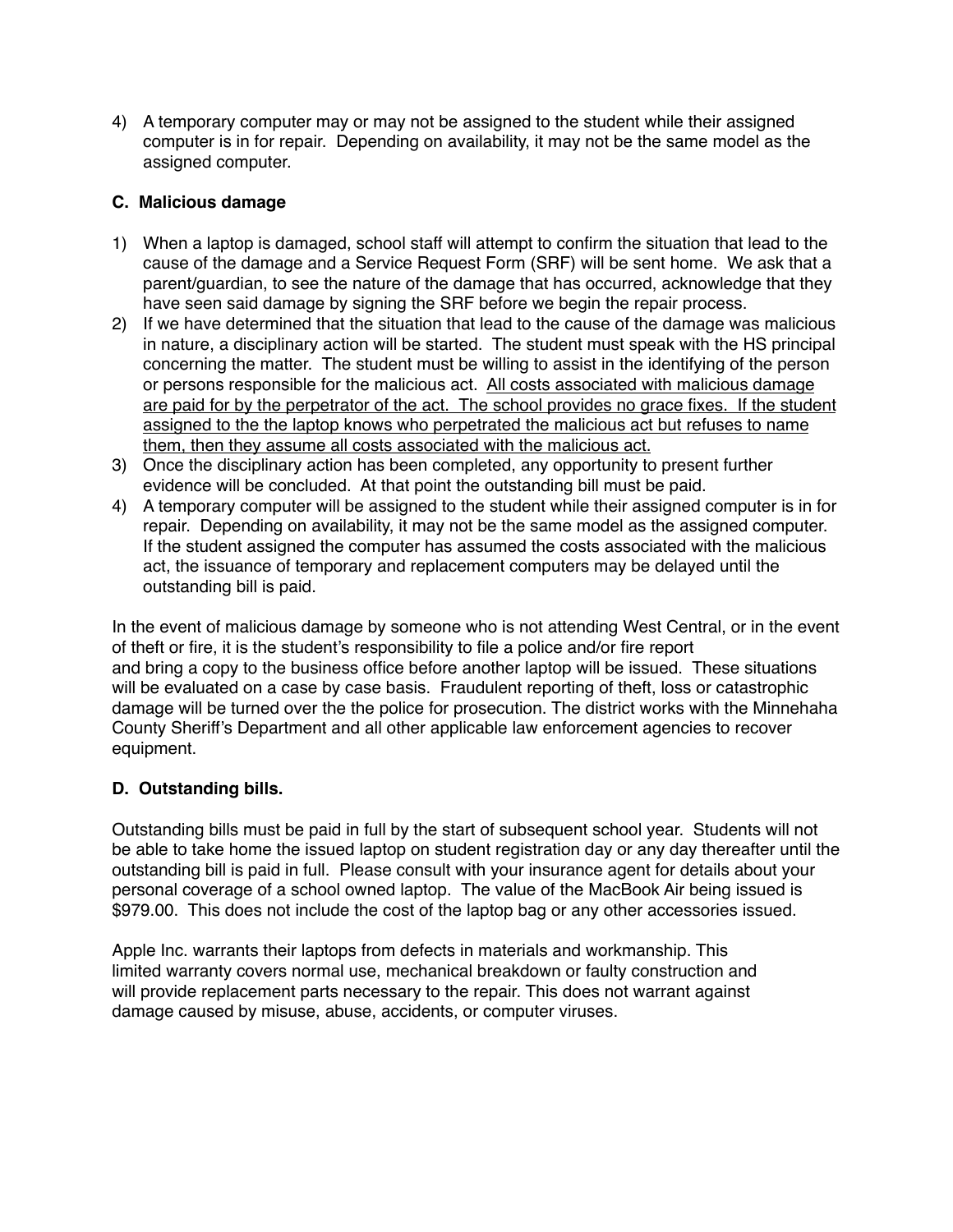4) A temporary computer may or may not be assigned to the student while their assigned computer is in for repair. Depending on availability, it may not be the same model as the assigned computer.

### C. Malicious damage

1) When a laptop is damaged, school staff will attempt to confirm the situation that lead to the cause of the damage and a Service Request Form (SRF) will be sent home. We ask that a parent/guardian, to see the nature of the damage that has occurred, acknowledge that they have seen said damage by signing the SRF before we begin the repair process.
2) If we have determined that the situation that lead to the cause of the damage was malicious in nature, a disciplinary action will be started. The student must speak with the HS principal concerning the matter. The student must be willing to assist in the identifying of the person or persons responsible for the malicious act. <u>All costs associated with malicious damage are paid for by the perpetrator of the act. The school provides no grace fixes. If the student assigned to the the laptop knows who perpetrated the malicious act but refuses to name them, then they assume all costs associated with the malicious act.</u>
3) Once the disciplinary action has been completed, any opportunity to present further evidence will be concluded. At that point the outstanding bill must be paid.
4) A temporary computer will be assigned to the student while their assigned computer is in for repair. Depending on availability, it may not be the same model as the assigned computer. If the student assigned the computer has assumed the costs associated with the malicious act, the issuance of temporary and replacement computers may be delayed until the outstanding bill is paid.

In the event of malicious damage by someone who is not attending West Central, or in the event of theft or fire, it is the student's responsibility to file a police and/or fire report and bring a copy to the business office before another laptop will be issued. These situations will be evaluated on a case by case basis. Fraudulent reporting of theft, loss or catastrophic damage will be turned over the the police for prosecution. The district works with the Minnehaha County Sheriff's Department and all other applicable law enforcement agencies to recover equipment.

### D. Outstanding bills.

Outstanding bills must be paid in full by the start of subsequent school year. Students will not be able to take home the issued laptop on student registration day or any day thereafter until the outstanding bill is paid in full. Please consult with your insurance agent for details about your personal coverage of a school owned laptop. The value of the MacBook Air being issued is $979.00. This does not include the cost of the laptop bag or any other accessories issued.

Apple Inc. warrants their laptops from defects in materials and workmanship. This limited warranty covers normal use, mechanical breakdown or faulty construction and will provide replacement parts necessary to the repair. This does not warrant against damage caused by misuse, abuse, accidents, or computer viruses.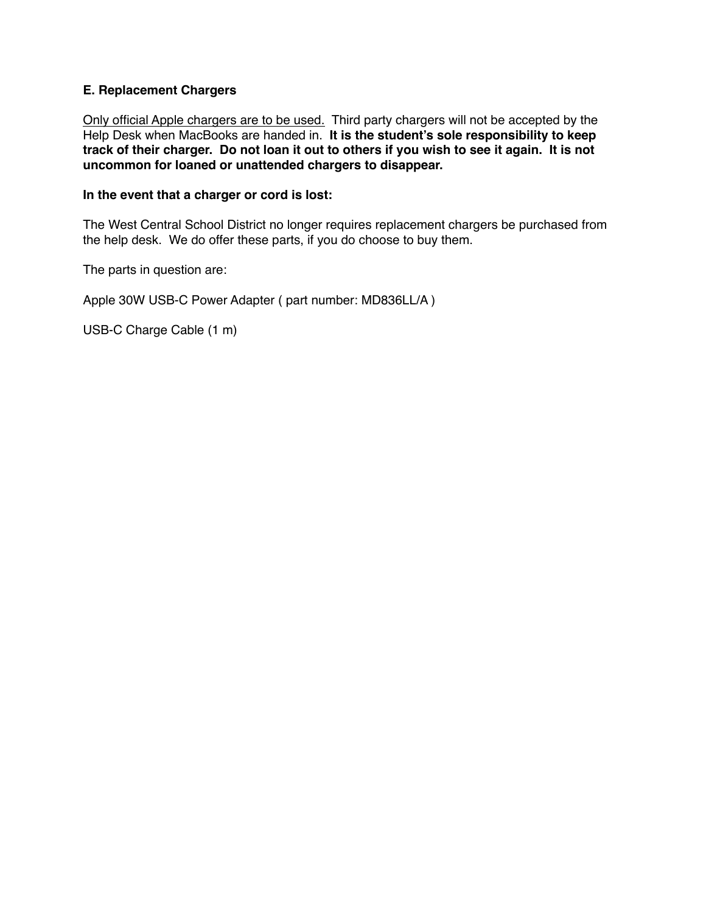## E. Replacement Chargers

<u>Only official Apple chargers are to be used.</u> Third party chargers will not be accepted by the Help Desk when MacBooks are handed in. **It is the student's sole responsibility to keep track of their charger. Do not loan it out to others if you wish to see it again. It is not uncommon for loaned or unattended chargers to disappear.**

**In the event that a charger or cord is lost:**

The West Central School District no longer requires replacement chargers be purchased from the help desk. We do offer these parts, if you do choose to buy them.

The parts in question are:

Apple 30W USB-C Power Adapter ( part number: MD836LL/A )

USB-C Charge Cable (1 m)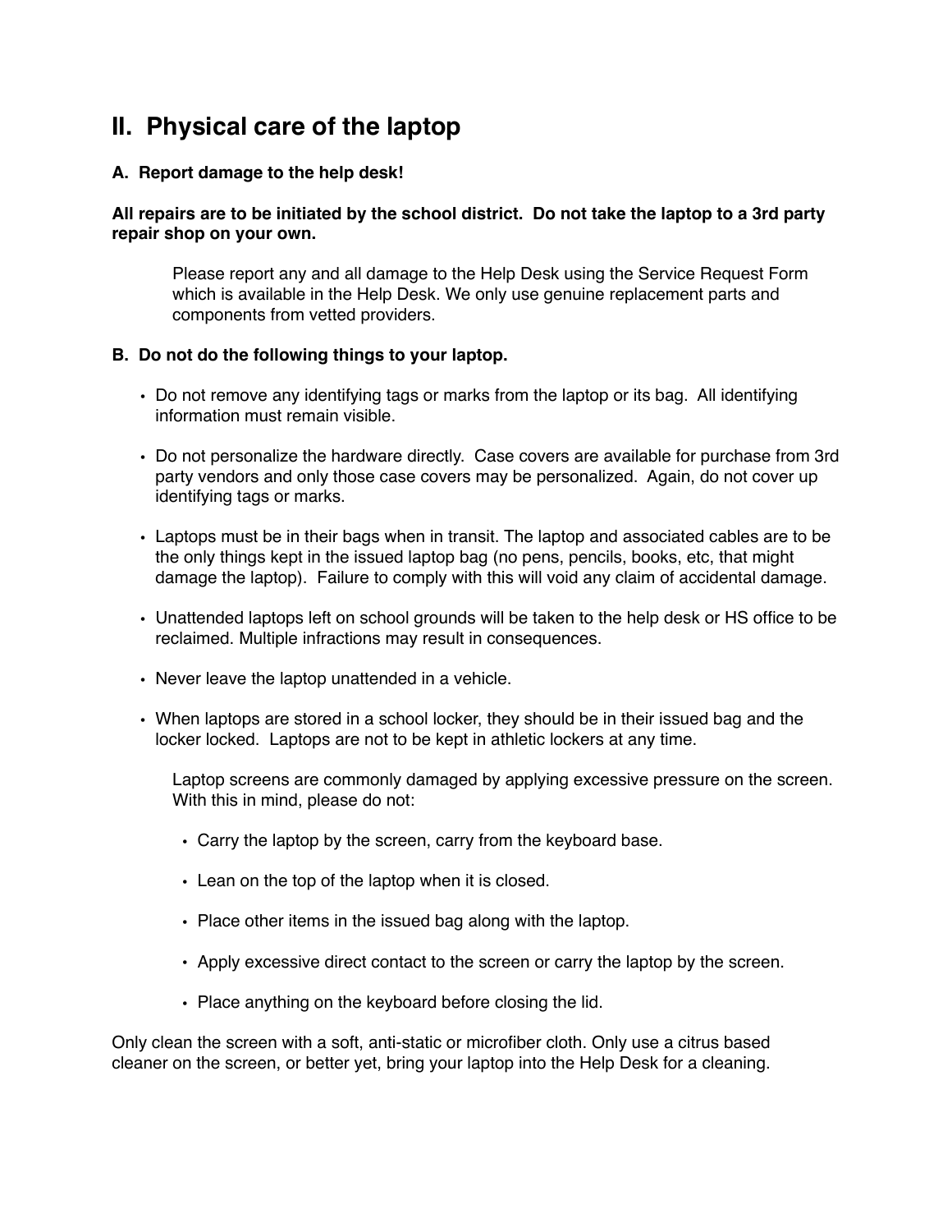## II. Physical care of the laptop

### A. Report damage to the help desk!

**All repairs are to be initiated by the school district. Do not take the laptop to a 3rd party repair shop on your own.**

Please report any and all damage to the Help Desk using the Service Request Form which is available in the Help Desk. We only use genuine replacement parts and components from vetted providers.

### B. Do not do the following things to your laptop.

- Do not remove any identifying tags or marks from the laptop or its bag. All identifying information must remain visible.
- Do not personalize the hardware directly. Case covers are available for purchase from 3rd party vendors and only those case covers may be personalized. Again, do not cover up identifying tags or marks.
- Laptops must be in their bags when in transit. The laptop and associated cables are to be the only things kept in the issued laptop bag (no pens, pencils, books, etc, that might damage the laptop). Failure to comply with this will void any claim of accidental damage.
- Unattended laptops left on school grounds will be taken to the help desk or HS office to be reclaimed. Multiple infractions may result in consequences.
- Never leave the laptop unattended in a vehicle.
- When laptops are stored in a school locker, they should be in their issued bag and the locker locked. Laptops are not to be kept in athletic lockers at any time.

Laptop screens are commonly damaged by applying excessive pressure on the screen. With this in mind, please do not:

- Carry the laptop by the screen, carry from the keyboard base.
- Lean on the top of the laptop when it is closed.
- Place other items in the issued bag along with the laptop.
- Apply excessive direct contact to the screen or carry the laptop by the screen.
- Place anything on the keyboard before closing the lid.

Only clean the screen with a soft, anti-static or microfiber cloth. Only use a citrus based cleaner on the screen, or better yet, bring your laptop into the Help Desk for a cleaning.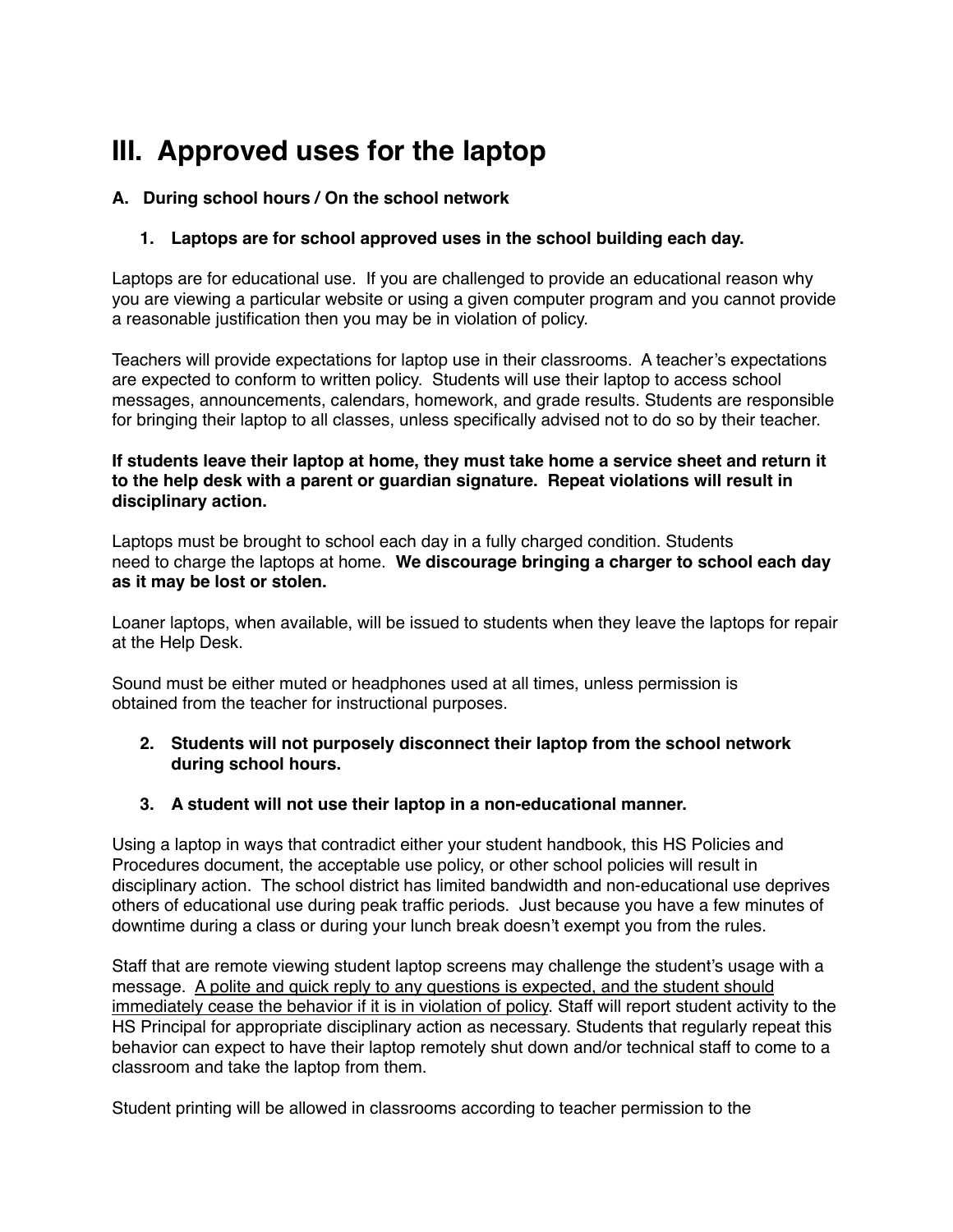# III. Approved uses for the laptop

### A. During school hours / On the school network

#### 1. Laptops are for school approved uses in the school building each day.

Laptops are for educational use. If you are challenged to provide an educational reason why you are viewing a particular website or using a given computer program and you cannot provide a reasonable justification then you may be in violation of policy.

Teachers will provide expectations for laptop use in their classrooms. A teacher's expectations are expected to conform to written policy. Students will use their laptop to access school messages, announcements, calendars, homework, and grade results. Students are responsible for bringing their laptop to all classes, unless specifically advised not to do so by their teacher.

**If students leave their laptop at home, they must take home a service sheet and return it to the help desk with a parent or guardian signature. Repeat violations will result in disciplinary action.**

Laptops must be brought to school each day in a fully charged condition. Students need to charge the laptops at home. **We discourage bringing a charger to school each day as it may be lost or stolen.**

Loaner laptops, when available, will be issued to students when they leave the laptops for repair at the Help Desk.

Sound must be either muted or headphones used at all times, unless permission is obtained from the teacher for instructional purposes.

#### 2. Students will not purposely disconnect their laptop from the school network during school hours.

#### 3. A student will not use their laptop in a non-educational manner.

Using a laptop in ways that contradict either your student handbook, this HS Policies and Procedures document, the acceptable use policy, or other school policies will result in disciplinary action. The school district has limited bandwidth and non-educational use deprives others of educational use during peak traffic periods. Just because you have a few minutes of downtime during a class or during your lunch break doesn't exempt you from the rules.

Staff that are remote viewing student laptop screens may challenge the student's usage with a message. <u>A polite and quick reply to any questions is expected, and the student should immediately cease the behavior if it is in violation of policy</u>. Staff will report student activity to the HS Principal for appropriate disciplinary action as necessary. Students that regularly repeat this behavior can expect to have their laptop remotely shut down and/or technical staff to come to a classroom and take the laptop from them.

Student printing will be allowed in classrooms according to teacher permission to the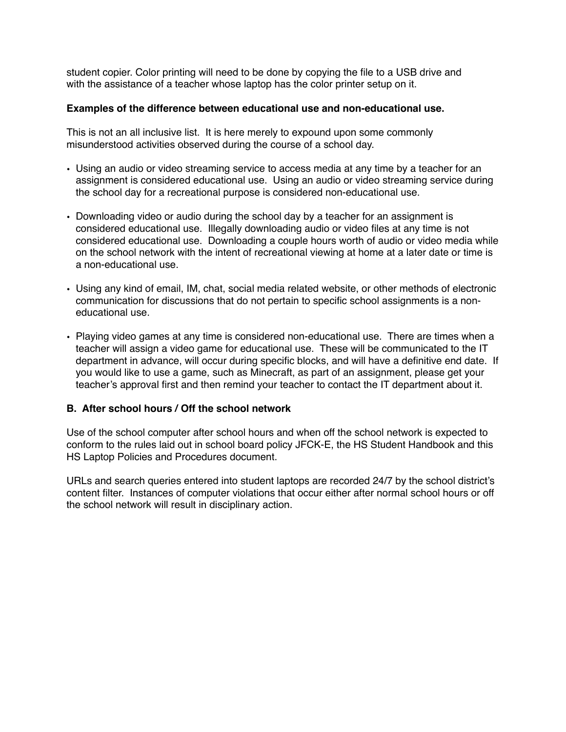student copier. Color printing will need to be done by copying the file to a USB drive and with the assistance of a teacher whose laptop has the color printer setup on it.

**Examples of the difference between educational use and non-educational use.**

This is not an all inclusive list. It is here merely to expound upon some commonly misunderstood activities observed during the course of a school day.

- Using an audio or video streaming service to access media at any time by a teacher for an assignment is considered educational use. Using an audio or video streaming service during the school day for a recreational purpose is considered non-educational use.
- Downloading video or audio during the school day by a teacher for an assignment is considered educational use. Illegally downloading audio or video files at any time is not considered educational use. Downloading a couple hours worth of audio or video media while on the school network with the intent of recreational viewing at home at a later date or time is a non-educational use.
- Using any kind of email, IM, chat, social media related website, or other methods of electronic communication for discussions that do not pertain to specific school assignments is a non-educational use.
- Playing video games at any time is considered non-educational use. There are times when a teacher will assign a video game for educational use. These will be communicated to the IT department in advance, will occur during specific blocks, and will have a definitive end date. If you would like to use a game, such as Minecraft, as part of an assignment, please get your teacher's approval first and then remind your teacher to contact the IT department about it.

**B. After school hours / Off the school network**

Use of the school computer after school hours and when off the school network is expected to conform to the rules laid out in school board policy JFCK-E, the HS Student Handbook and this HS Laptop Policies and Procedures document.

URLs and search queries entered into student laptops are recorded 24/7 by the school district's content filter. Instances of computer violations that occur either after normal school hours or off the school network will result in disciplinary action.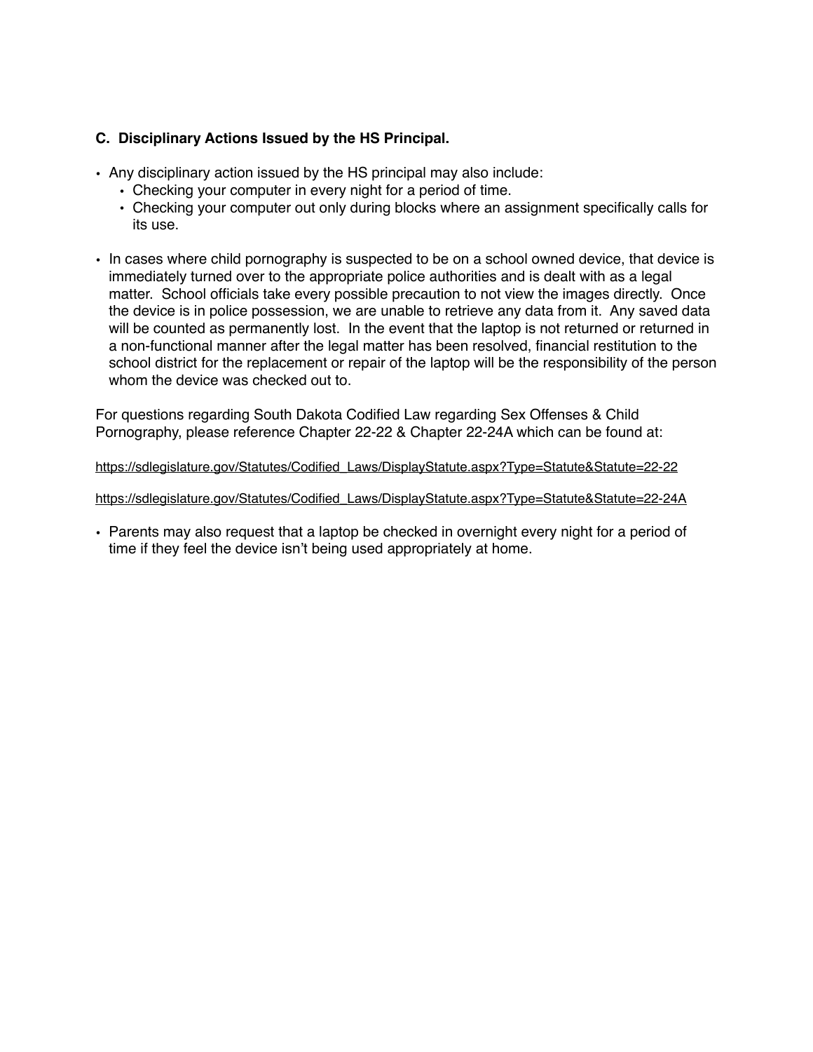**C. Disciplinary Actions Issued by the HS Principal.**

- Any disciplinary action issued by the HS principal may also include:
  - Checking your computer in every night for a period of time.
  - Checking your computer out only during blocks where an assignment specifically calls for its use.

- In cases where child pornography is suspected to be on a school owned device, that device is immediately turned over to the appropriate police authorities and is dealt with as a legal matter. School officials take every possible precaution to not view the images directly. Once the device is in police possession, we are unable to retrieve any data from it. Any saved data will be counted as permanently lost. In the event that the laptop is not returned or returned in a non-functional manner after the legal matter has been resolved, financial restitution to the school district for the replacement or repair of the laptop will be the responsibility of the person whom the device was checked out to.

For questions regarding South Dakota Codified Law regarding Sex Offenses & Child Pornography, please reference Chapter 22-22 & Chapter 22-24A which can be found at:

https://sdlegislature.gov/Statutes/Codified_Laws/DisplayStatute.aspx?Type=Statute&Statute=22-22

https://sdlegislature.gov/Statutes/Codified_Laws/DisplayStatute.aspx?Type=Statute&Statute=22-24A

- Parents may also request that a laptop be checked in overnight every night for a period of time if they feel the device isn't being used appropriately at home.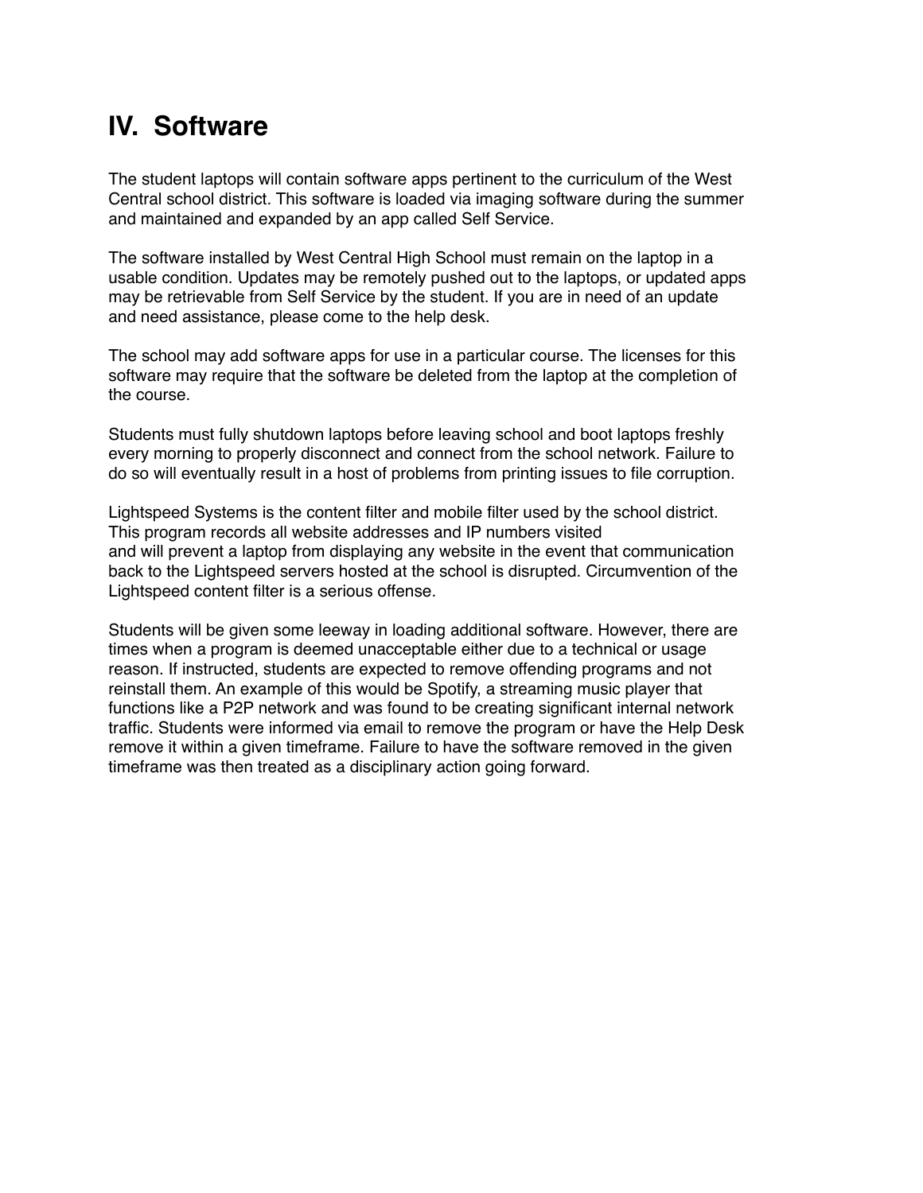# IV. Software

The student laptops will contain software apps pertinent to the curriculum of the West Central school district. This software is loaded via imaging software during the summer and maintained and expanded by an app called Self Service.

The software installed by West Central High School must remain on the laptop in a usable condition. Updates may be remotely pushed out to the laptops, or updated apps may be retrievable from Self Service by the student. If you are in need of an update and need assistance, please come to the help desk.

The school may add software apps for use in a particular course. The licenses for this software may require that the software be deleted from the laptop at the completion of the course.

Students must fully shutdown laptops before leaving school and boot laptops freshly every morning to properly disconnect and connect from the school network. Failure to do so will eventually result in a host of problems from printing issues to file corruption.

Lightspeed Systems is the content filter and mobile filter used by the school district. This program records all website addresses and IP numbers visited and will prevent a laptop from displaying any website in the event that communication back to the Lightspeed servers hosted at the school is disrupted. Circumvention of the Lightspeed content filter is a serious offense.

Students will be given some leeway in loading additional software. However, there are times when a program is deemed unacceptable either due to a technical or usage reason. If instructed, students are expected to remove offending programs and not reinstall them. An example of this would be Spotify, a streaming music player that functions like a P2P network and was found to be creating significant internal network traffic. Students were informed via email to remove the program or have the Help Desk remove it within a given timeframe. Failure to have the software removed in the given timeframe was then treated as a disciplinary action going forward.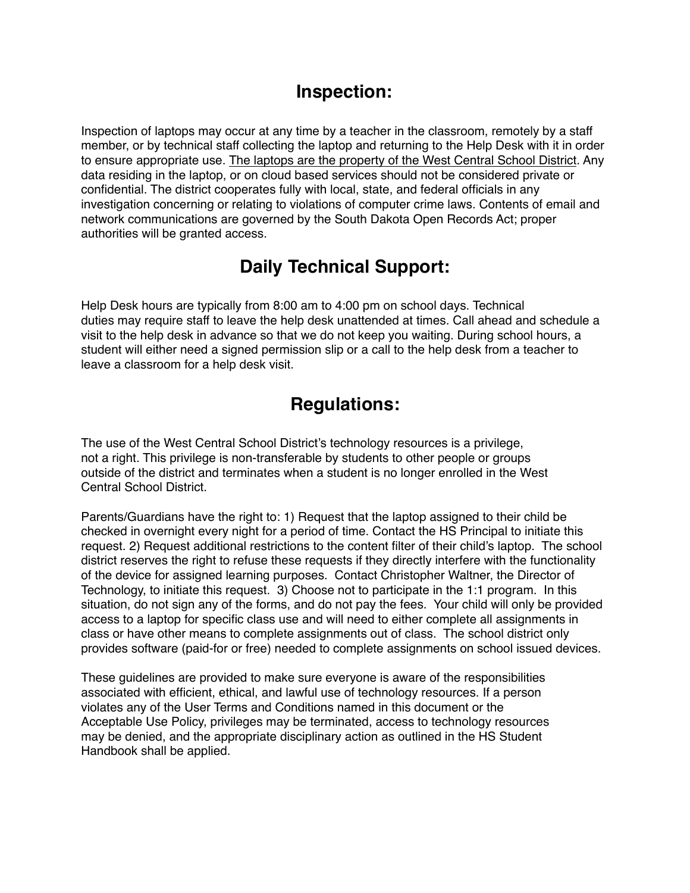## Inspection:

Inspection of laptops may occur at any time by a teacher in the classroom, remotely by a staff member, or by technical staff collecting the laptop and returning to the Help Desk with it in order to ensure appropriate use. <u>The laptops are the property of the West Central School District</u>. Any data residing in the laptop, or on cloud based services should not be considered private or confidential. The district cooperates fully with local, state, and federal officials in any investigation concerning or relating to violations of computer crime laws. Contents of email and network communications are governed by the South Dakota Open Records Act; proper authorities will be granted access.

## Daily Technical Support:

Help Desk hours are typically from 8:00 am to 4:00 pm on school days. Technical duties may require staff to leave the help desk unattended at times. Call ahead and schedule a visit to the help desk in advance so that we do not keep you waiting. During school hours, a student will either need a signed permission slip or a call to the help desk from a teacher to leave a classroom for a help desk visit.

## Regulations:

The use of the West Central School District's technology resources is a privilege, not a right. This privilege is non-transferable by students to other people or groups outside of the district and terminates when a student is no longer enrolled in the West Central School District.

Parents/Guardians have the right to: 1) Request that the laptop assigned to their child be checked in overnight every night for a period of time. Contact the HS Principal to initiate this request. 2) Request additional restrictions to the content filter of their child's laptop. The school district reserves the right to refuse these requests if they directly interfere with the functionality of the device for assigned learning purposes. Contact Christopher Waltner, the Director of Technology, to initiate this request. 3) Choose not to participate in the 1:1 program. In this situation, do not sign any of the forms, and do not pay the fees. Your child will only be provided access to a laptop for specific class use and will need to either complete all assignments in class or have other means to complete assignments out of class. The school district only provides software (paid-for or free) needed to complete assignments on school issued devices.

These guidelines are provided to make sure everyone is aware of the responsibilities associated with efficient, ethical, and lawful use of technology resources. If a person violates any of the User Terms and Conditions named in this document or the Acceptable Use Policy, privileges may be terminated, access to technology resources may be denied, and the appropriate disciplinary action as outlined in the HS Student Handbook shall be applied.